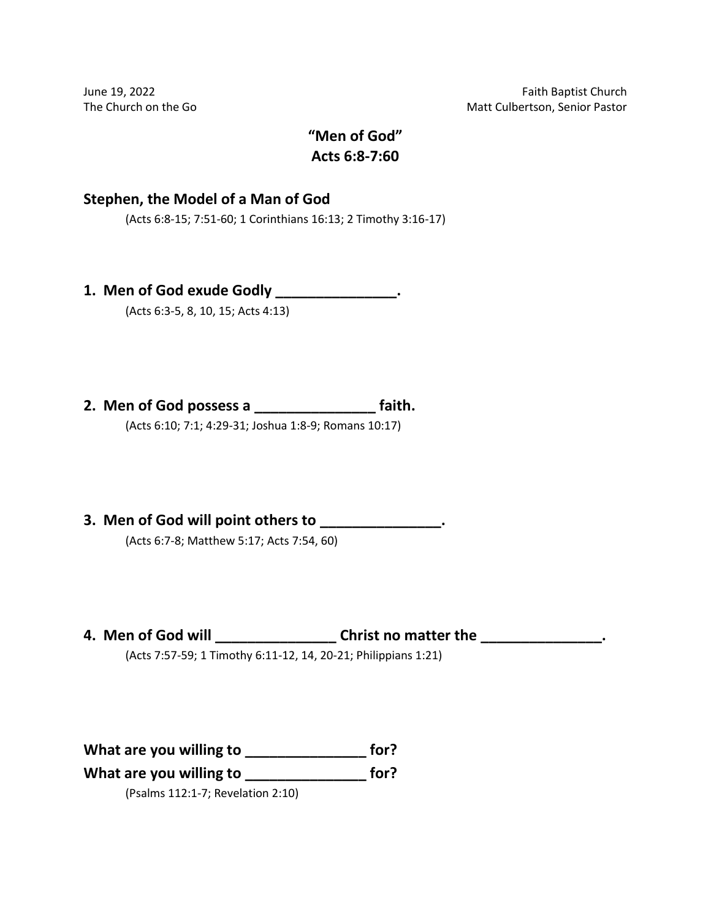June 19, 2022
The Church on the Go

Faith Baptist Church
Matt Culbertson, Senior Pastor

# "Men of God"
# Acts 6:8-7:60

## Stephen, the Model of a Man of God

(Acts 6:8-15; 7:51-60; 1 Corinthians 16:13; 2 Timothy 3:16-17)

## 1. Men of God exude Godly _______________.

(Acts 6:3-5, 8, 10, 15; Acts 4:13)

## 2. Men of God possess a _______________ faith.

(Acts 6:10; 7:1; 4:29-31; Joshua 1:8-9; Romans 10:17)

## 3. Men of God will point others to _______________.

(Acts 6:7-8; Matthew 5:17; Acts 7:54, 60)

## 4. Men of God will _______________ Christ no matter the _______________.

(Acts 7:57-59; 1 Timothy 6:11-12, 14, 20-21; Philippians 1:21)

**What are you willing to _______________ for?**
**What are you willing to _______________ for?**

(Psalms 112:1-7; Revelation 2:10)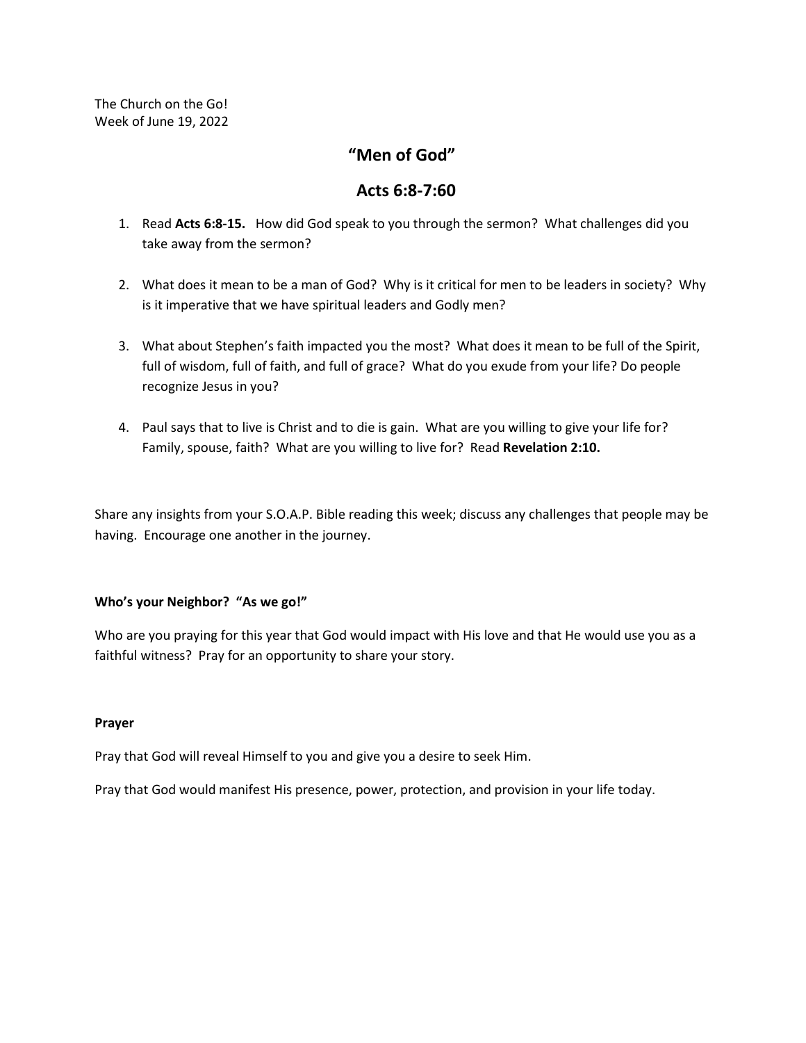The Church on the Go!
Week of June 19, 2022

## "Men of God"

## Acts 6:8-7:60

1. Read **Acts 6:8-15.** How did God speak to you through the sermon? What challenges did you take away from the sermon?

2. What does it mean to be a man of God? Why is it critical for men to be leaders in society? Why is it imperative that we have spiritual leaders and Godly men?

3. What about Stephen's faith impacted you the most? What does it mean to be full of the Spirit, full of wisdom, full of faith, and full of grace? What do you exude from your life? Do people recognize Jesus in you?

4. Paul says that to live is Christ and to die is gain. What are you willing to give your life for? Family, spouse, faith? What are you willing to live for? Read **Revelation 2:10.**

Share any insights from your S.O.A.P. Bible reading this week; discuss any challenges that people may be having. Encourage one another in the journey.

**Who's your Neighbor? "As we go!"**

Who are you praying for this year that God would impact with His love and that He would use you as a faithful witness? Pray for an opportunity to share your story.

**Prayer**

Pray that God will reveal Himself to you and give you a desire to seek Him.

Pray that God would manifest His presence, power, protection, and provision in your life today.